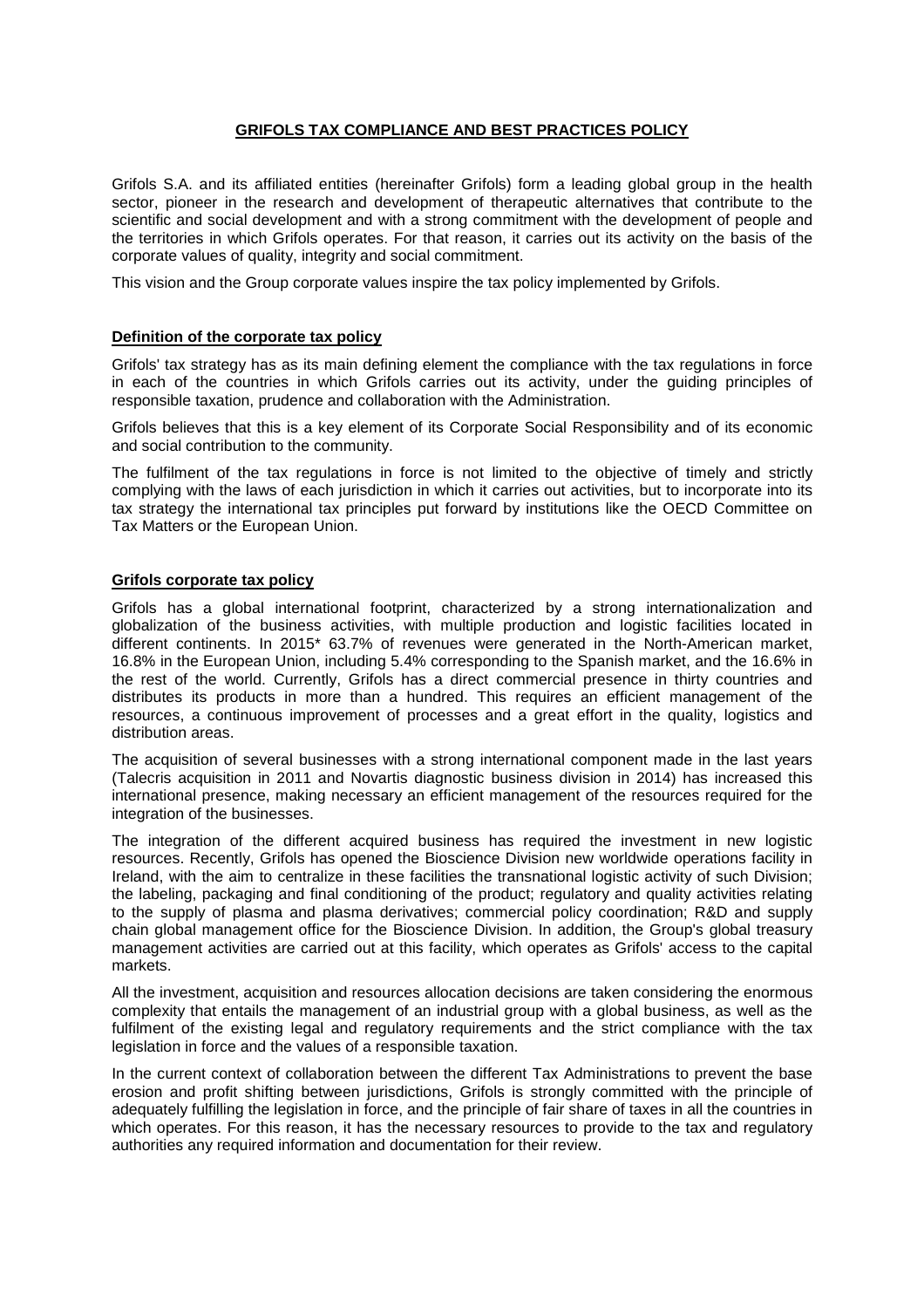# GRIFOLS TAX COMPLIANCE AND BEST PRACTICES POLICY

Grifols S.A. and its affiliated entities (hereinafter Grifols) form a leading global group in the health sector, pioneer in the research and development of therapeutic alternatives that contribute to the scientific and social development and with a strong commitment with the development of people and the territories in which Grifols operates. For that reason, it carries out its activity on the basis of the corporate values of quality, integrity and social commitment.

This vision and the Group corporate values inspire the tax policy implemented by Grifols.

## Definition of the corporate tax policy

Grifols' tax strategy has as its main defining element the compliance with the tax regulations in force in each of the countries in which Grifols carries out its activity, under the guiding principles of responsible taxation, prudence and collaboration with the Administration.

Grifols believes that this is a key element of its Corporate Social Responsibility and of its economic and social contribution to the community.

The fulfilment of the tax regulations in force is not limited to the objective of timely and strictly complying with the laws of each jurisdiction in which it carries out activities, but to incorporate into its tax strategy the international tax principles put forward by institutions like the OECD Committee on Tax Matters or the European Union.

## Grifols corporate tax policy

Grifols has a global international footprint, characterized by a strong internationalization and globalization of the business activities, with multiple production and logistic facilities located in different continents. In 2015* 63.7% of revenues were generated in the North-American market, 16.8% in the European Union, including 5.4% corresponding to the Spanish market, and the 16.6% in the rest of the world. Currently, Grifols has a direct commercial presence in thirty countries and distributes its products in more than a hundred. This requires an efficient management of the resources, a continuous improvement of processes and a great effort in the quality, logistics and distribution areas.

The acquisition of several businesses with a strong international component made in the last years (Talecris acquisition in 2011 and Novartis diagnostic business division in 2014) has increased this international presence, making necessary an efficient management of the resources required for the integration of the businesses.

The integration of the different acquired business has required the investment in new logistic resources. Recently, Grifols has opened the Bioscience Division new worldwide operations facility in Ireland, with the aim to centralize in these facilities the transnational logistic activity of such Division; the labeling, packaging and final conditioning of the product; regulatory and quality activities relating to the supply of plasma and plasma derivatives; commercial policy coordination; R&D and supply chain global management office for the Bioscience Division. In addition, the Group's global treasury management activities are carried out at this facility, which operates as Grifols' access to the capital markets.

All the investment, acquisition and resources allocation decisions are taken considering the enormous complexity that entails the management of an industrial group with a global business, as well as the fulfilment of the existing legal and regulatory requirements and the strict compliance with the tax legislation in force and the values of a responsible taxation.

In the current context of collaboration between the different Tax Administrations to prevent the base erosion and profit shifting between jurisdictions, Grifols is strongly committed with the principle of adequately fulfilling the legislation in force, and the principle of fair share of taxes in all the countries in which operates. For this reason, it has the necessary resources to provide to the tax and regulatory authorities any required information and documentation for their review.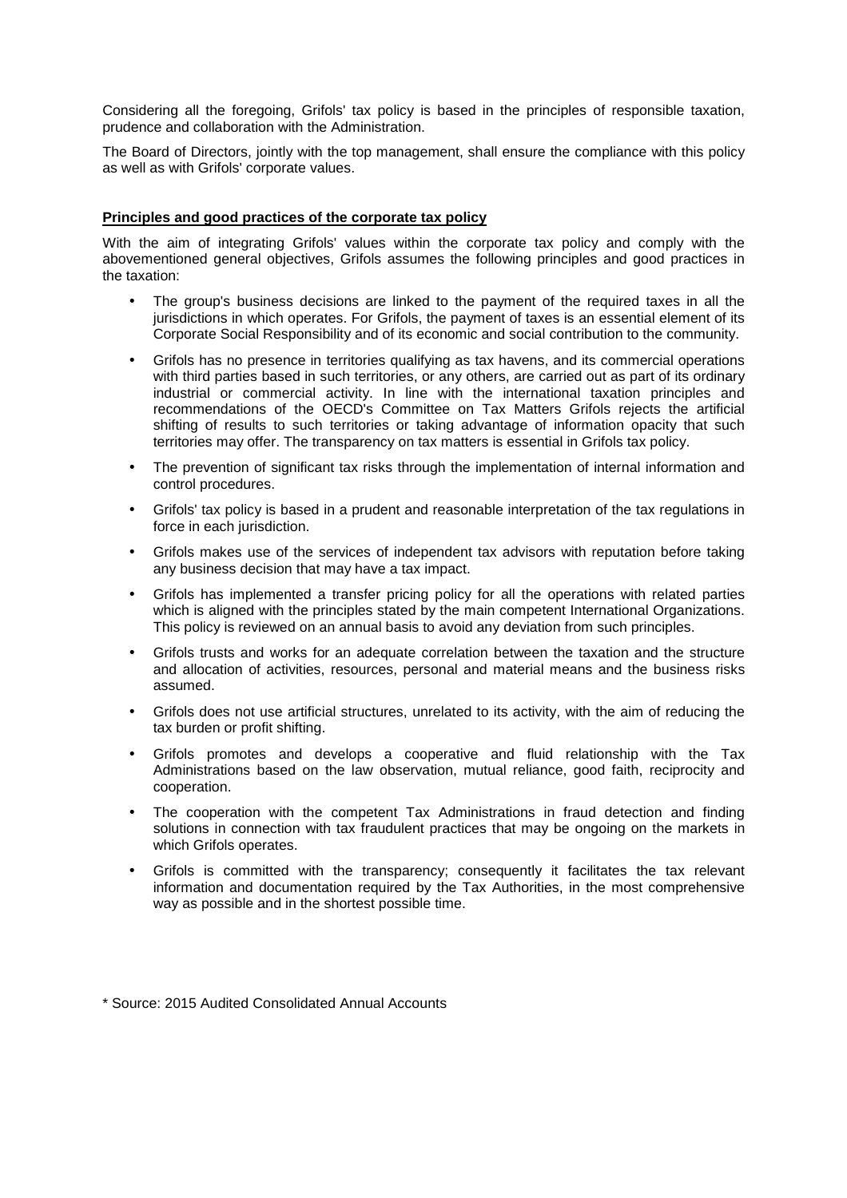Considering all the foregoing, Grifols' tax policy is based in the principles of responsible taxation, prudence and collaboration with the Administration.

The Board of Directors, jointly with the top management, shall ensure the compliance with this policy as well as with Grifols' corporate values.

**Principles and good practices of the corporate tax policy**

With the aim of integrating Grifols' values within the corporate tax policy and comply with the abovementioned general objectives, Grifols assumes the following principles and good practices in the taxation:

- The group's business decisions are linked to the payment of the required taxes in all the jurisdictions in which operates. For Grifols, the payment of taxes is an essential element of its Corporate Social Responsibility and of its economic and social contribution to the community.
- Grifols has no presence in territories qualifying as tax havens, and its commercial operations with third parties based in such territories, or any others, are carried out as part of its ordinary industrial or commercial activity. In line with the international taxation principles and recommendations of the OECD's Committee on Tax Matters Grifols rejects the artificial shifting of results to such territories or taking advantage of information opacity that such territories may offer. The transparency on tax matters is essential in Grifols tax policy.
- The prevention of significant tax risks through the implementation of internal information and control procedures.
- Grifols' tax policy is based in a prudent and reasonable interpretation of the tax regulations in force in each jurisdiction.
- Grifols makes use of the services of independent tax advisors with reputation before taking any business decision that may have a tax impact.
- Grifols has implemented a transfer pricing policy for all the operations with related parties which is aligned with the principles stated by the main competent International Organizations. This policy is reviewed on an annual basis to avoid any deviation from such principles.
- Grifols trusts and works for an adequate correlation between the taxation and the structure and allocation of activities, resources, personal and material means and the business risks assumed.
- Grifols does not use artificial structures, unrelated to its activity, with the aim of reducing the tax burden or profit shifting.
- Grifols promotes and develops a cooperative and fluid relationship with the Tax Administrations based on the law observation, mutual reliance, good faith, reciprocity and cooperation.
- The cooperation with the competent Tax Administrations in fraud detection and finding solutions in connection with tax fraudulent practices that may be ongoing on the markets in which Grifols operates.
- Grifols is committed with the transparency; consequently it facilitates the tax relevant information and documentation required by the Tax Authorities, in the most comprehensive way as possible and in the shortest possible time.

* Source: 2015 Audited Consolidated Annual Accounts